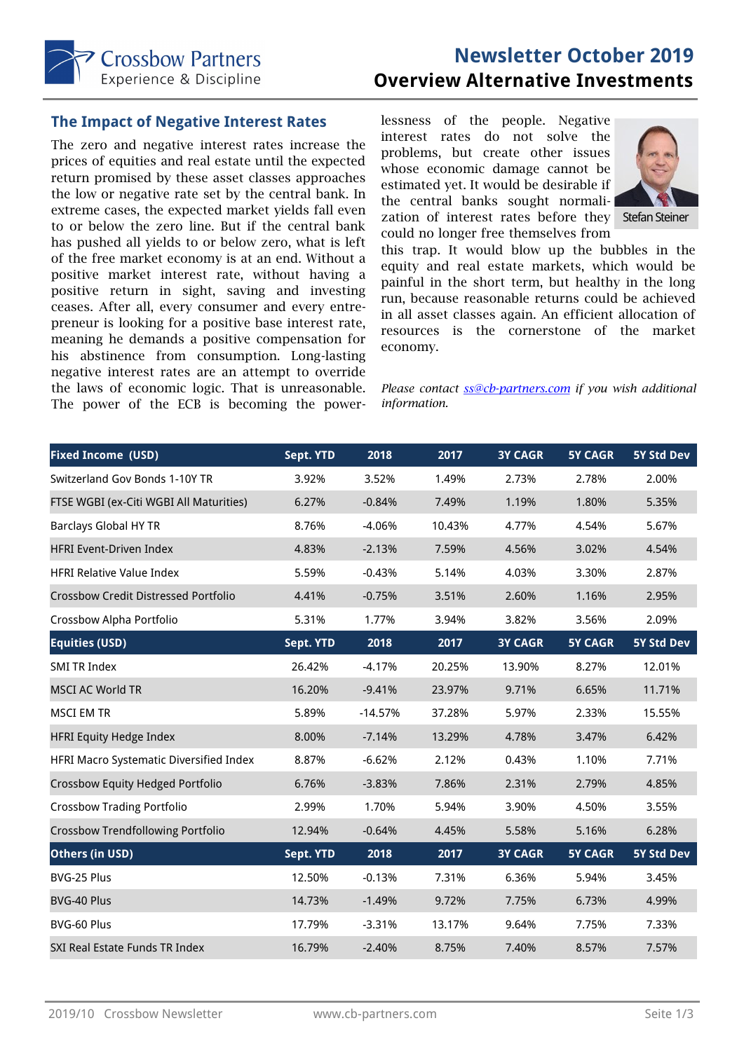Crossbow Partners
Experience & Discipline

# Newsletter October 2019
# Overview Alternative Investments

## The Impact of Negative Interest Rates

The zero and negative interest rates increase the prices of equities and real estate until the expected return promised by these asset classes approaches the low or negative rate set by the central bank. In extreme cases, the expected market yields fall even to or below the zero line. But if the central bank has pushed all yields to or below zero, what is left of the free market economy is at an end. Without a positive market interest rate, without having a positive return in sight, saving and investing ceases. After all, every consumer and every entrepreneur is looking for a positive base interest rate, meaning he demands a positive compensation for his abstinence from consumption. Long-lasting negative interest rates are an attempt to override the laws of economic logic. That is unreasonable. The power of the ECB is becoming the powerlessness of the people. Negative interest rates do not solve the problems, but create other issues whose economic damage cannot be estimated yet. It would be desirable if the central banks sought normalization of interest rates before they could no longer free themselves from this trap. It would blow up the bubbles in the equity and real estate markets, which would be painful in the short term, but healthy in the long run, because reasonable returns could be achieved in all asset classes again. An efficient allocation of resources is the cornerstone of the market economy.

Stefan Steiner

*Please contact [ss@cb-partners.com](mailto:ss@cb-partners.com) if you wish additional information.*

| Fixed Income (USD) | Sept. YTD | 2018 | 2017 | 3Y CAGR | 5Y CAGR | 5Y Std Dev |
|---|---|---|---|---|---|---|
| Switzerland Gov Bonds 1-10Y TR | 3.92% | 3.52% | 1.49% | 2.73% | 2.78% | 2.00% |
| FTSE WGBI (ex-Citi WGBI All Maturities) | 6.27% | -0.84% | 7.49% | 1.19% | 1.80% | 5.35% |
| Barclays Global HY TR | 8.76% | -4.06% | 10.43% | 4.77% | 4.54% | 5.67% |
| HFRI Event-Driven Index | 4.83% | -2.13% | 7.59% | 4.56% | 3.02% | 4.54% |
| HFRI Relative Value Index | 5.59% | -0.43% | 5.14% | 4.03% | 3.30% | 2.87% |
| Crossbow Credit Distressed Portfolio | 4.41% | -0.75% | 3.51% | 2.60% | 1.16% | 2.95% |
| Crossbow Alpha Portfolio | 5.31% | 1.77% | 3.94% | 3.82% | 3.56% | 2.09% |
| **Equities (USD)** | **Sept. YTD** | **2018** | **2017** | **3Y CAGR** | **5Y CAGR** | **5Y Std Dev** |
| SMI TR Index | 26.42% | -4.17% | 20.25% | 13.90% | 8.27% | 12.01% |
| MSCI AC World TR | 16.20% | -9.41% | 23.97% | 9.71% | 6.65% | 11.71% |
| MSCI EM TR | 5.89% | -14.57% | 37.28% | 5.97% | 2.33% | 15.55% |
| HFRI Equity Hedge Index | 8.00% | -7.14% | 13.29% | 4.78% | 3.47% | 6.42% |
| HFRI Macro Systematic Diversified Index | 8.87% | -6.62% | 2.12% | 0.43% | 1.10% | 7.71% |
| Crossbow Equity Hedged Portfolio | 6.76% | -3.83% | 7.86% | 2.31% | 2.79% | 4.85% |
| Crossbow Trading Portfolio | 2.99% | 1.70% | 5.94% | 3.90% | 4.50% | 3.55% |
| Crossbow Trendfollowing Portfolio | 12.94% | -0.64% | 4.45% | 5.58% | 5.16% | 6.28% |
| **Others (in USD)** | **Sept. YTD** | **2018** | **2017** | **3Y CAGR** | **5Y CAGR** | **5Y Std Dev** |
| BVG-25 Plus | 12.50% | -0.13% | 7.31% | 6.36% | 5.94% | 3.45% |
| BVG-40 Plus | 14.73% | -1.49% | 9.72% | 7.75% | 6.73% | 4.99% |
| BVG-60 Plus | 17.79% | -3.31% | 13.17% | 9.64% | 7.75% | 7.33% |
| SXI Real Estate Funds TR Index | 16.79% | -2.40% | 8.75% | 7.40% | 8.57% | 7.57% |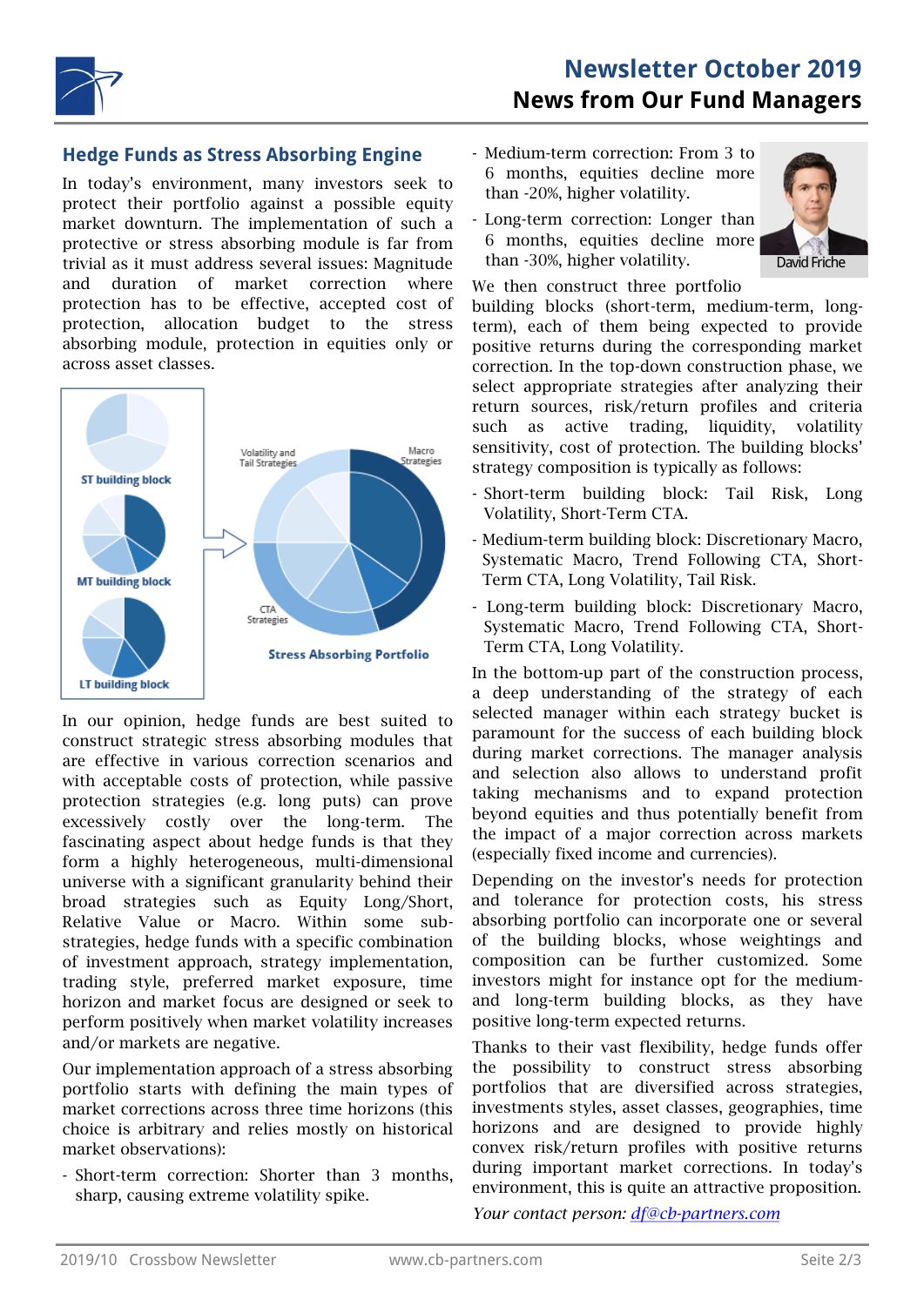## Hedge Funds as Stress Absorbing Engine

In today's environment, many investors seek to protect their portfolio against a possible equity market downturn. The implementation of such a protective or stress absorbing module is far from trivial as it must address several issues: Magnitude and duration of market correction where protection has to be effective, accepted cost of protection, allocation budget to the stress absorbing module, protection in equities only or across asset classes.

ST building block

MT building block

LT building block

Volatility and Tail Strategies

Macro Strategies

CTA Strategies

Stress Absorbing Portfolio

In our opinion, hedge funds are best suited to construct strategic stress absorbing modules that are effective in various correction scenarios and with acceptable costs of protection, while passive protection strategies (e.g. long puts) can prove excessively costly over the long-term. The fascinating aspect about hedge funds is that they form a highly heterogeneous, multi-dimensional universe with a significant granularity behind their broad strategies such as Equity Long/Short, Relative Value or Macro. Within some sub-strategies, hedge funds with a specific combination of investment approach, strategy implementation, trading style, preferred market exposure, time horizon and market focus are designed or seek to perform positively when market volatility increases and/or markets are negative.

Our implementation approach of a stress absorbing portfolio starts with defining the main types of market corrections across three time horizons (this choice is arbitrary and relies mostly on historical market observations):

- Short-term correction: Shorter than 3 months, sharp, causing extreme volatility spike.
- Medium-term correction: From 3 to 6 months, equities decline more than -20%, higher volatility.
- Long-term correction: Longer than 6 months, equities decline more than -30%, higher volatility.

David Friche

We then construct three portfolio building blocks (short-term, medium-term, long-term), each of them being expected to provide positive returns during the corresponding market correction. In the top-down construction phase, we select appropriate strategies after analyzing their return sources, risk/return profiles and criteria such as active trading, liquidity, volatility sensitivity, cost of protection. The building blocks' strategy composition is typically as follows:

- Short-term building block: Tail Risk, Long Volatility, Short-Term CTA.
- Medium-term building block: Discretionary Macro, Systematic Macro, Trend Following CTA, Short-Term CTA, Long Volatility, Tail Risk.
- Long-term building block: Discretionary Macro, Systematic Macro, Trend Following CTA, Short-Term CTA, Long Volatility.

In the bottom-up part of the construction process, a deep understanding of the strategy of each selected manager within each strategy bucket is paramount for the success of each building block during market corrections. The manager analysis and selection also allows to understand profit taking mechanisms and to expand protection beyond equities and thus potentially benefit from the impact of a major correction across markets (especially fixed income and currencies).

Depending on the investor's needs for protection and tolerance for protection costs, his stress absorbing portfolio can incorporate one or several of the building blocks, whose weightings and composition can be further customized. Some investors might for instance opt for the medium- and long-term building blocks, as they have positive long-term expected returns.

Thanks to their vast flexibility, hedge funds offer the possibility to construct stress absorbing portfolios that are diversified across strategies, investments styles, asset classes, geographies, time horizons and are designed to provide highly convex risk/return profiles with positive returns during important market corrections. In today's environment, this is quite an attractive proposition.

*Your contact person: [df@cb-partners.com](mailto:df@cb-partners.com)*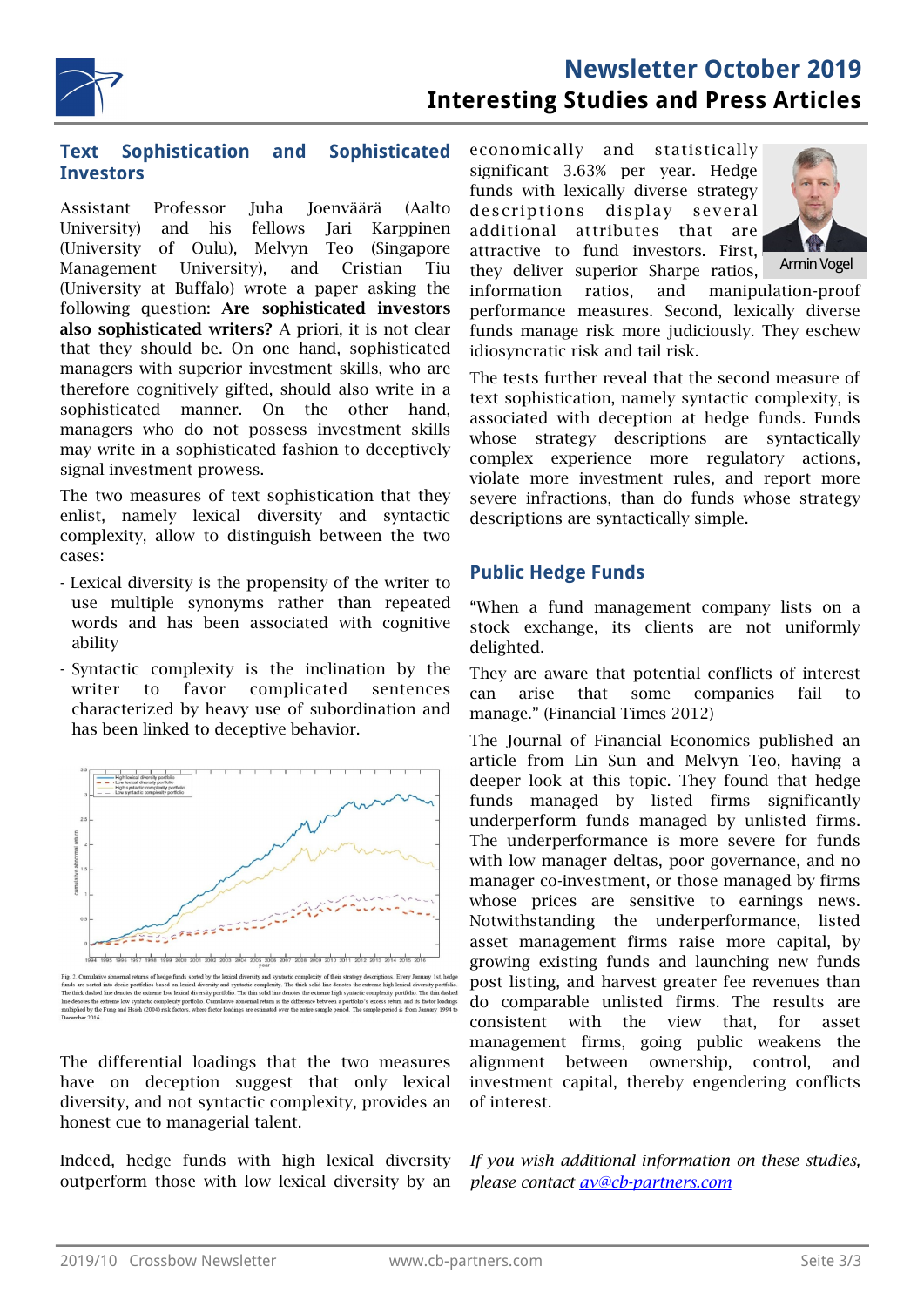## Text Sophistication and Sophisticated Investors

Assistant Professor Juha Joenväärä (Aalto University) and his fellows Jari Karppinen (University of Oulu), Melvyn Teo (Singapore Management University), and Cristian Tiu (University at Buffalo) wrote a paper asking the following question: **Are sophisticated investors also sophisticated writers?** A priori, it is not clear that they should be. On one hand, sophisticated managers with superior investment skills, who are therefore cognitively gifted, should also write in a sophisticated manner. On the other hand, managers who do not possess investment skills may write in a sophisticated fashion to deceptively signal investment prowess.

The two measures of text sophistication that they enlist, namely lexical diversity and syntactic complexity, allow to distinguish between the two cases:

- Lexical diversity is the propensity of the writer to use multiple synonyms rather than repeated words and has been associated with cognitive ability
- Syntactic complexity is the inclination by the writer to favor complicated sentences characterized by heavy use of subordination and has been linked to deceptive behavior.

3.5
3
2.5
2
1.5
1
0.5
0
cumulative abnormal return
1994 1995 1996 1997 1998 1999 2000 2001 2002 2003 2004 2005 2006 2007 2008 2009 2010 2011 2012 2013 2014 2015 2016
year
High lexical diversity portfolio
Low lexical diversity portfolio
High syntactic complexity portfolio
Low syntactic complexity portfolio

Fig. 2. Cumulative abnormal returns of hedge funds sorted by the lexical diversity and syntactic complexity of their strategy descriptions. Every January 1st, hedge funds are sorted into decile portfolios based on lexical diversity and syntactic complexity. The thick solid line denotes the extreme high lexical diversity portfolio. The thick dashed line denotes the extreme low lexical diversity portfolio. The thin solid line denotes the extreme high syntactic complexity portfolio. The thin dashed line denotes the extreme low syntactic complexity portfolio. Cumulative abnormal return is the difference between a portfolio's excess return and its factor loadings multiplied by the Fung and Hsieh (2004) risk factors, where factor loadings are estimated over the entire sample period. The sample period is from January 1994 to December 2016.

The differential loadings that the two measures have on deception suggest that only lexical diversity, and not syntactic complexity, provides an honest cue to managerial talent.

Indeed, hedge funds with high lexical diversity outperform those with low lexical diversity by an economically and statistically significant 3.63% per year. Hedge funds with lexically diverse strategy descriptions display several additional attributes that are attractive to fund investors. First, they deliver superior Sharpe ratios, information ratios, and manipulation-proof performance measures. Second, lexically diverse funds manage risk more judiciously. They eschew idiosyncratic risk and tail risk.

Armin Vogel

The tests further reveal that the second measure of text sophistication, namely syntactic complexity, is associated with deception at hedge funds. Funds whose strategy descriptions are syntactically complex experience more regulatory actions, violate more investment rules, and report more severe infractions, than do funds whose strategy descriptions are syntactically simple.

## Public Hedge Funds

"When a fund management company lists on a stock exchange, its clients are not uniformly delighted.

They are aware that potential conflicts of interest can arise that some companies fail to manage." (Financial Times 2012)

The Journal of Financial Economics published an article from Lin Sun and Melvyn Teo, having a deeper look at this topic. They found that hedge funds managed by listed firms significantly underperform funds managed by unlisted firms. The underperformance is more severe for funds with low manager deltas, poor governance, and no manager co-investment, or those managed by firms whose prices are sensitive to earnings news. Notwithstanding the underperformance, listed asset management firms raise more capital, by growing existing funds and launching new funds post listing, and harvest greater fee revenues than do comparable unlisted firms. The results are consistent with the view that, for asset management firms, going public weakens the alignment between ownership, control, and investment capital, thereby engendering conflicts of interest.

*If you wish additional information on these studies, please contact [av@cb-partners.com](mailto:av@cb-partners.com)*